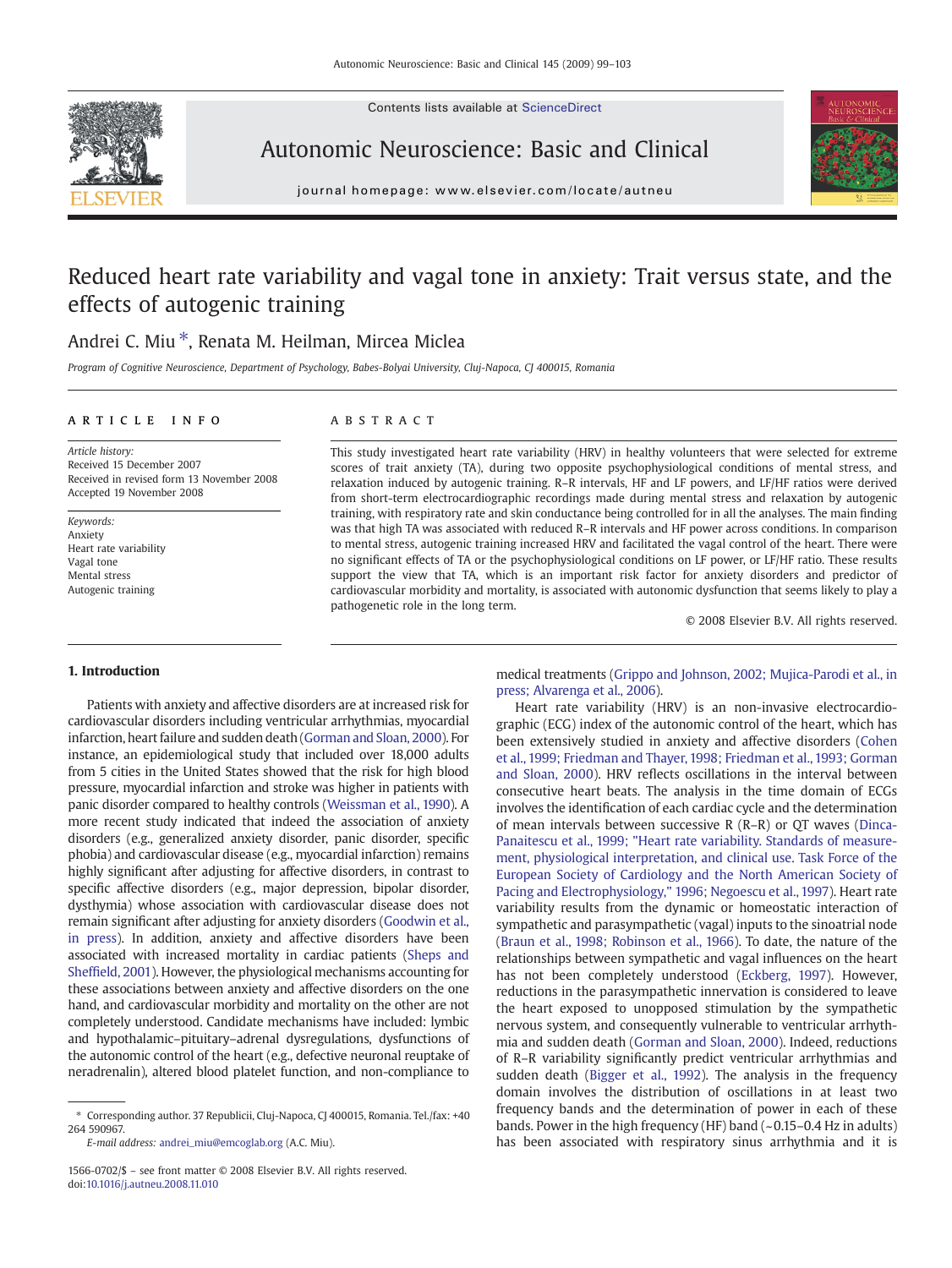# Reduced heart rate variability and vagal tone in anxiety: Trait versus state, and the effects of autogenic training

Andrei C. Miu *, Renata M. Heilman, Mircea Miclea

*Program of Cognitive Neuroscience, Department of Psychology, Babes-Bolyai University, Cluj-Napoca, CJ 400015, Romania*

## ARTICLE INFO

*Article history:*
Received 15 December 2007
Received in revised form 13 November 2008
Accepted 19 November 2008

*Keywords:*
Anxiety
Heart rate variability
Vagal tone
Mental stress
Autogenic training

## ABSTRACT

This study investigated heart rate variability (HRV) in healthy volunteers that were selected for extreme scores of trait anxiety (TA), during two opposite psychophysiological conditions of mental stress, and relaxation induced by autogenic training. R–R intervals, HF and LF powers, and LF/HF ratios were derived from short-term electrocardiographic recordings made during mental stress and relaxation by autogenic training, with respiratory rate and skin conductance being controlled for in all the analyses. The main finding was that high TA was associated with reduced R–R intervals and HF power across conditions. In comparison to mental stress, autogenic training increased HRV and facilitated the vagal control of the heart. There were no significant effects of TA or the psychophysiological conditions on LF power, or LF/HF ratio. These results support the view that TA, which is an important risk factor for anxiety disorders and predictor of cardiovascular morbidity and mortality, is associated with autonomic dysfunction that seems likely to play a pathogenetic role in the long term.

© 2008 Elsevier B.V. All rights reserved.

## 1. Introduction

Patients with anxiety and affective disorders are at increased risk for cardiovascular disorders including ventricular arrhythmias, myocardial infarction, heart failure and sudden death (Gorman and Sloan, 2000). For instance, an epidemiological study that included over 18,000 adults from 5 cities in the United States showed that the risk for high blood pressure, myocardial infarction and stroke was higher in patients with panic disorder compared to healthy controls (Weissman et al., 1990). A more recent study indicated that indeed the association of anxiety disorders (e.g., generalized anxiety disorder, panic disorder, specific phobia) and cardiovascular disease (e.g., myocardial infarction) remains highly significant after adjusting for affective disorders, in contrast to specific affective disorders (e.g., major depression, bipolar disorder, dysthymia) whose association with cardiovascular disease does not remain significant after adjusting for anxiety disorders (Goodwin et al., in press). In addition, anxiety and affective disorders have been associated with increased mortality in cardiac patients (Sheps and Sheffield, 2001). However, the physiological mechanisms accounting for these associations between anxiety and affective disorders on the one hand, and cardiovascular morbidity and mortality on the other are not completely understood. Candidate mechanisms have included: lymbic and hypothalamic–pituitary–adrenal dysregulations, dysfunctions of the autonomic control of the heart (e.g., defective neuronal reuptake of neradrenalin), altered blood platelet function, and non-compliance to medical treatments (Grippo and Johnson, 2002; Mujica-Parodi et al., in press; Alvarenga et al., 2006).

Heart rate variability (HRV) is an non-invasive electrocardiographic (ECG) index of the autonomic control of the heart, which has been extensively studied in anxiety and affective disorders (Cohen et al., 1999; Friedman and Thayer, 1998; Friedman et al., 1993; Gorman and Sloan, 2000). HRV reflects oscillations in the interval between consecutive heart beats. The analysis in the time domain of ECGs involves the identification of each cardiac cycle and the determination of mean intervals between successive R (R–R) or QT waves (Dinca-Panaitescu et al., 1999; "Heart rate variability. Standards of measurement, physiological interpretation, and clinical use. Task Force of the European Society of Cardiology and the North American Society of Pacing and Electrophysiology," 1996; Negoescu et al., 1997). Heart rate variability results from the dynamic or homeostatic interaction of sympathetic and parasympathetic (vagal) inputs to the sinoatrial node (Braun et al., 1998; Robinson et al., 1966). To date, the nature of the relationships between sympathetic and vagal influences on the heart has not been completely understood (Eckberg, 1997). However, reductions in the parasympathetic innervation is considered to leave the heart exposed to unopposed stimulation by the sympathetic nervous system, and consequently vulnerable to ventricular arrhythmia and sudden death (Gorman and Sloan, 2000). Indeed, reductions of R–R variability significantly predict ventricular arrhythmias and sudden death (Bigger et al., 1992). The analysis in the frequency domain involves the distribution of oscillations in at least two frequency bands and the determination of power in each of these bands. Power in the high frequency (HF) band (~0.15–0.4 Hz in adults) has been associated with respiratory sinus arrhythmia and it is

\* Corresponding author. 37 Republicii, Cluj-Napoca, CJ 400015, Romania. Tel./fax: +40 264 590967.
*E-mail address:* andrei_miu@emcoglab.org (A.C. Miu).

1566-0702/$ – see front matter © 2008 Elsevier B.V. All rights reserved.
doi:10.1016/j.autneu.2008.11.010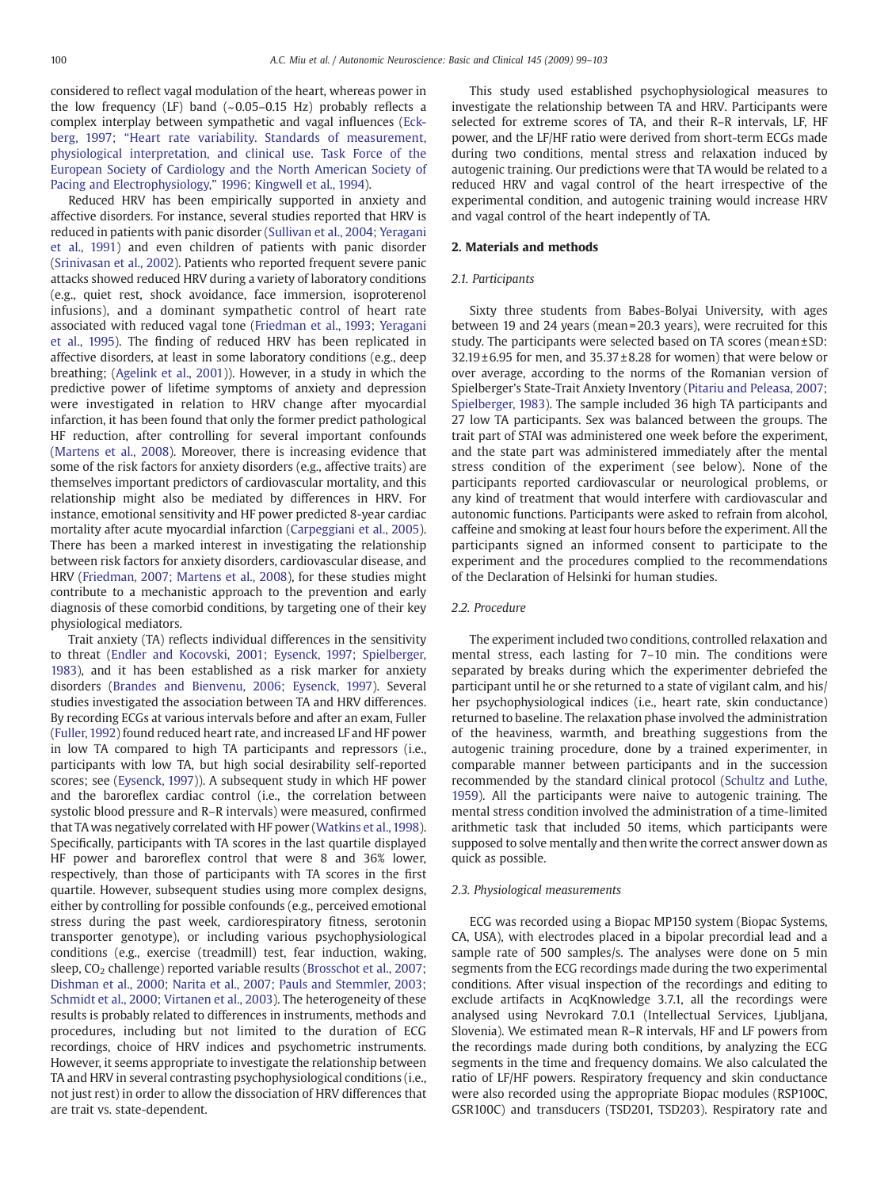considered to reflect vagal modulation of the heart, whereas power in the low frequency (LF) band (~0.05–0.15 Hz) probably reflects a complex interplay between sympathetic and vagal influences (Eckberg, 1997; "Heart rate variability. Standards of measurement, physiological interpretation, and clinical use. Task Force of the European Society of Cardiology and the North American Society of Pacing and Electrophysiology," 1996; Kingwell et al., 1994).

Reduced HRV has been empirically supported in anxiety and affective disorders. For instance, several studies reported that HRV is reduced in patients with panic disorder (Sullivan et al., 2004; Yeragani et al., 1991) and even children of patients with panic disorder (Srinivasan et al., 2002). Patients who reported frequent severe panic attacks showed reduced HRV during a variety of laboratory conditions (e.g., quiet rest, shock avoidance, face immersion, isoproterenol infusions), and a dominant sympathetic control of heart rate associated with reduced vagal tone (Friedman et al., 1993; Yeragani et al., 1995). The finding of reduced HRV has been replicated in affective disorders, at least in some laboratory conditions (e.g., deep breathing; (Agelink et al., 2001)). However, in a study in which the predictive power of lifetime symptoms of anxiety and depression were investigated in relation to HRV change after myocardial infarction, it has been found that only the former predict pathological HF reduction, after controlling for several important confounds (Martens et al., 2008). Moreover, there is increasing evidence that some of the risk factors for anxiety disorders (e.g., affective traits) are themselves important predictors of cardiovascular mortality, and this relationship might also be mediated by differences in HRV. For instance, emotional sensitivity and HF power predicted 8-year cardiac mortality after acute myocardial infarction (Carpeggiani et al., 2005). There has been a marked interest in investigating the relationship between risk factors for anxiety disorders, cardiovascular disease, and HRV (Friedman, 2007; Martens et al., 2008), for these studies might contribute to a mechanistic approach to the prevention and early diagnosis of these comorbid conditions, by targeting one of their key physiological mediators.

Trait anxiety (TA) reflects individual differences in the sensitivity to threat (Endler and Kocovski, 2001; Eysenck, 1997; Spielberger, 1983), and it has been established as a risk marker for anxiety disorders (Brandes and Bienvenu, 2006; Eysenck, 1997). Several studies investigated the association between TA and HRV differences. By recording ECGs at various intervals before and after an exam, Fuller (Fuller, 1992) found reduced heart rate, and increased LF and HF power in low TA compared to high TA participants and repressors (i.e., participants with low TA, but high social desirability self-reported scores; see (Eysenck, 1997)). A subsequent study in which HF power and the baroreflex cardiac control (i.e., the correlation between systolic blood pressure and R–R intervals) were measured, confirmed that TA was negatively correlated with HF power (Watkins et al., 1998). Specifically, participants with TA scores in the last quartile displayed HF power and baroreflex control that were 8 and 36% lower, respectively, than those of participants with TA scores in the first quartile. However, subsequent studies using more complex designs, either by controlling for possible confounds (e.g., perceived emotional stress during the past week, cardiorespiratory fitness, serotonin transporter genotype), or including various psychophysiological conditions (e.g., exercise (treadmill) test, fear induction, waking, sleep, $CO_2$ challenge) reported variable results (Brosschot et al., 2007; Dishman et al., 2000; Narita et al., 2007; Pauls and Stemmler, 2003; Schmidt et al., 2000; Virtanen et al., 2003). The heterogeneity of these results is probably related to differences in instruments, methods and procedures, including but not limited to the duration of ECG recordings, choice of HRV indices and psychometric instruments. However, it seems appropriate to investigate the relationship between TA and HRV in several contrasting psychophysiological conditions (i.e., not just rest) in order to allow the dissociation of HRV differences that are trait vs. state-dependent.

This study used established psychophysiological measures to investigate the relationship between TA and HRV. Participants were selected for extreme scores of TA, and their R–R intervals, LF, HF power, and the LF/HF ratio were derived from short-term ECGs made during two conditions, mental stress and relaxation induced by autogenic training. Our predictions were that TA would be related to a reduced HRV and vagal control of the heart irrespective of the experimental condition, and autogenic training would increase HRV and vagal control of the heart indepently of TA.

## 2. Materials and methods

### 2.1. Participants

Sixty three students from Babes-Bolyai University, with ages between 19 and 24 years (mean = 20.3 years), were recruited for this study. The participants were selected based on TA scores (mean ± SD: 32.19 ± 6.95 for men, and 35.37 ± 8.28 for women) that were below or over average, according to the norms of the Romanian version of Spielberger's State-Trait Anxiety Inventory (Pitariu and Peleasa, 2007; Spielberger, 1983). The sample included 36 high TA participants and 27 low TA participants. Sex was balanced between the groups. The trait part of STAI was administered one week before the experiment, and the state part was administered immediately after the mental stress condition of the experiment (see below). None of the participants reported cardiovascular or neurological problems, or any kind of treatment that would interfere with cardiovascular and autonomic functions. Participants were asked to refrain from alcohol, caffeine and smoking at least four hours before the experiment. All the participants signed an informed consent to participate to the experiment and the procedures complied to the recommendations of the Declaration of Helsinki for human studies.

### 2.2. Procedure

The experiment included two conditions, controlled relaxation and mental stress, each lasting for 7–10 min. The conditions were separated by breaks during which the experimenter debriefed the participant until he or she returned to a state of vigilant calm, and his/her psychophysiological indices (i.e., heart rate, skin conductance) returned to baseline. The relaxation phase involved the administration of the heaviness, warmth, and breathing suggestions from the autogenic training procedure, done by a trained experimenter, in comparable manner between participants and in the succession recommended by the standard clinical protocol (Schultz and Luthe, 1959). All the participants were naive to autogenic training. The mental stress condition involved the administration of a time-limited arithmetic task that included 50 items, which participants were supposed to solve mentally and then write the correct answer down as quick as possible.

### 2.3. Physiological measurements

ECG was recorded using a Biopac MP150 system (Biopac Systems, CA, USA), with electrodes placed in a bipolar precordial lead and a sample rate of 500 samples/s. The analyses were done on 5 min segments from the ECG recordings made during the two experimental conditions. After visual inspection of the recordings and editing to exclude artifacts in AcqKnowledge 3.7.1, all the recordings were analysed using Nevrokard 7.0.1 (Intellectual Services, Ljubljana, Slovenia). We estimated mean R–R intervals, HF and LF powers from the recordings made during both conditions, by analyzing the ECG segments in the time and frequency domains. We also calculated the ratio of LF/HF powers. Respiratory frequency and skin conductance were also recorded using the appropriate Biopac modules (RSP100C, GSR100C) and transducers (TSD201, TSD203). Respiratory rate and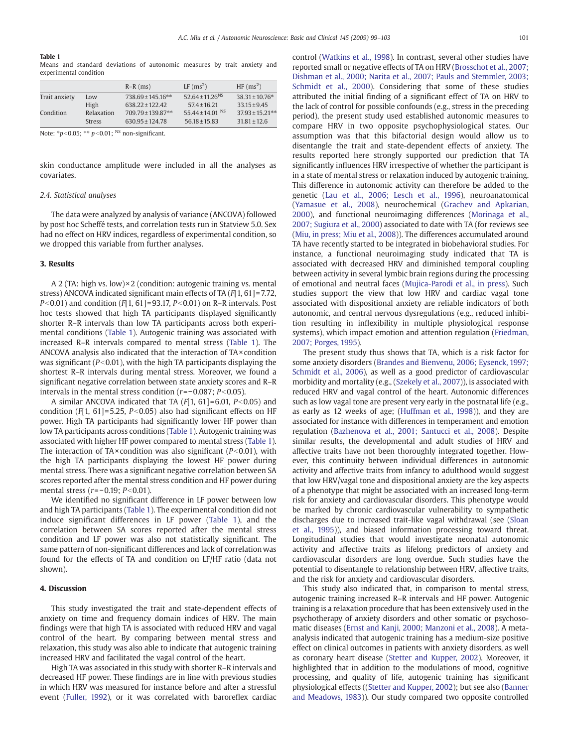**Table 1**
Means and standard deviations of autonomic measures by trait anxiety and experimental condition

| | | R–R (ms) | LF (ms$^2$) | HF (ms$^2$) |
|---|---|---|---|---|
| Trait anxiety | Low | 738.69 ± 145.16** | 52.64 ± 11.26$^{NS}$ | 38.31 ± 10.76* |
| | High | 638.22 ± 122.42 | 57.4 ± 16.21 | 33.15 ± 9.45 |
| Condition | Relaxation | 709.79 ± 139.87** | 55.44 ± 14.01 $^{NS}$ | 37.93 ± 15.21** |
| | Stress | 630.95 ± 124.78 | 56.18 ± 15.83 | 31.81 ± 12.6 |

Note: *$p<0.05$; ** $p<0.01$; $^{NS}$ non-significant.

skin conductance amplitude were included in all the analyses as covariates.

### 2.4. Statistical analyses

The data were analyzed by analysis of variance (ANCOVA) followed by post hoc Scheffé tests, and correlation tests run in Statview 5.0. Sex had no effect on HRV indices, regardless of experimental condition, so we dropped this variable from further analyses.

## 3. Results

A 2 (TA: high vs. low) × 2 (condition: autogenic training vs. mental stress) ANCOVA indicated significant main effects of TA ($F$[1, 61] = 7.72, $P<0.01$) and condition ($F$[1, 61] = 93.17, $P<0.01$) on R–R intervals. Post hoc tests showed that high TA participants displayed significantly shorter R–R intervals than low TA participants across both experimental conditions (Table 1). Autogenic training was associated with increased R–R intervals compared to mental stress (Table 1). The ANCOVA analysis also indicated that the interaction of TA × condition was significant ($P<0.01$), with the high TA participants displaying the shortest R–R intervals during mental stress. Moreover, we found a significant negative correlation between state anxiety scores and R–R intervals in the mental stress condition ($r = -0.087$; $P<0.05$).

A similar ANCOVA indicated that TA ($F$[1, 61] = 6.01, $P<0.05$) and condition ($F$[1, 61] = 5.25, $P<0.05$) also had significant effects on HF power. High TA participants had significantly lower HF power than low TA participants across conditions (Table 1). Autogenic training was associated with higher HF power compared to mental stress (Table 1). The interaction of TA × condition was also significant ($P<0.01$), with the high TA participants displaying the lowest HF power during mental stress. There was a significant negative correlation between SA scores reported after the mental stress condition and HF power during mental stress ($r = -0.19$; $P<0.01$).

We identified no significant difference in LF power between low and high TA participants (Table 1). The experimental condition did not induce significant differences in LF power (Table 1), and the correlation between SA scores reported after the mental stress condition and LF power was also not statistically significant. The same pattern of non-significant differences and lack of correlation was found for the effects of TA and condition on LF/HF ratio (data not shown).

## 4. Discussion

This study investigated the trait and state-dependent effects of anxiety on time and frequency domain indices of HRV. The main findings were that high TA is associated with reduced HRV and vagal control of the heart. By comparing between mental stress and relaxation, this study was also able to indicate that autogenic training increased HRV and facilitated the vagal control of the heart.

High TA was associated in this study with shorter R–R intervals and decreased HF power. These findings are in line with previous studies in which HRV was measured for instance before and after a stressful event (Fuller, 1992), or it was correlated with baroreflex cardiac control (Watkins et al., 1998). In contrast, several other studies have reported small or negative effects of TA on HRV (Brosschot et al., 2007; Dishman et al., 2000; Narita et al., 2007; Pauls and Stemmler, 2003; Schmidt et al., 2000). Considering that some of these studies attributed the initial finding of a significant effect of TA on HRV to the lack of control for possible confounds (e.g., stress in the preceding period), the present study used established autonomic measures to compare HRV in two opposite psychophysiological states. Our assumption was that this bifactorial design would allow us to disentangle the trait and state-dependent effects of anxiety. The results reported here strongly supported our prediction that TA significantly influences HRV irrespective of whether the participant is in a state of mental stress or relaxation induced by autogenic training. This difference in autonomic activity can therefore be added to the genetic (Lau et al., 2006; Lesch et al., 1996), neuroanatomical (Yamasue et al., 2008), neurochemical (Grachev and Apkarian, 2000), and functional neuroimaging differences (Morinaga et al., 2007; Sugiura et al., 2000) associated to date with TA (for reviews see (Miu, in press; Miu et al., 2008)). The differences accumulated around TA have recently started to be integrated in biobehavioral studies. For instance, a functional neuroimaging study indicated that TA is associated with decreased HRV and diminished temporal coupling between activity in several lymbic brain regions during the processing of emotional and neutral faces (Mujica-Parodi et al., in press). Such studies support the view that low HRV and cardiac vagal tone associated with dispositional anxiety are reliable indicators of both autonomic, and central nervous dysregulations (e.g., reduced inhibition resulting in inflexibility in multiple physiological response systems), which impact emotion and attention regulation (Friedman, 2007; Porges, 1995).

The present study thus shows that TA, which is a risk factor for some anxiety disorders (Brandes and Bienvenu, 2006; Eysenck, 1997; Schmidt et al., 2006), as well as a good predictor of cardiovascular morbidity and mortality (e.g., (Szekely et al., 2007)), is associated with reduced HRV and vagal control of the heart. Autonomic differences such as low vagal tone are present very early in the postnatal life (e.g., as early as 12 weeks of age; (Huffman et al., 1998)), and they are associated for instance with differences in temperament and emotion regulation (Bazhenova et al., 2001; Santucci et al., 2008). Despite similar results, the developmental and adult studies of HRV and affective traits have not been thoroughly integrated together. However, this continuity between individual differences in autonomic activity and affective traits from infancy to adulthood would suggest that low HRV/vagal tone and dispositional anxiety are the key aspects of a phenotype that might be associated with an increased long-term risk for anxiety and cardiovascular disorders. This phenotype would be marked by chronic cardiovascular vulnerability to sympathetic discharges due to increased trait-like vagal withdrawal (see (Sloan et al., 1995)), and biased information processing toward threat. Longitudinal studies that would investigate neonatal autonomic activity and affective traits as lifelong predictors of anxiety and cardiovascular disorders are long overdue. Such studies have the potential to disentangle to relationship between HRV, affective traits, and the risk for anxiety and cardiovascular disorders.

This study also indicated that, in comparison to mental stress, autogenic training increased R–R intervals and HF power. Autogenic training is a relaxation procedure that has been extensively used in the psychotherapy of anxiety disorders and other somatic or psychosomatic diseases (Ernst and Kanji, 2000; Manzoni et al., 2008). A meta-analysis indicated that autogenic training has a medium-size positive effect on clinical outcomes in patients with anxiety disorders, as well as coronary heart disease (Stetter and Kupper, 2002). Moreover, it highlighted that in addition to the modulations of mood, cognitive processing, and quality of life, autogenic training has significant physiological effects ((Stetter and Kupper, 2002); but see also (Banner and Meadows, 1983)). Our study compared two opposite controlled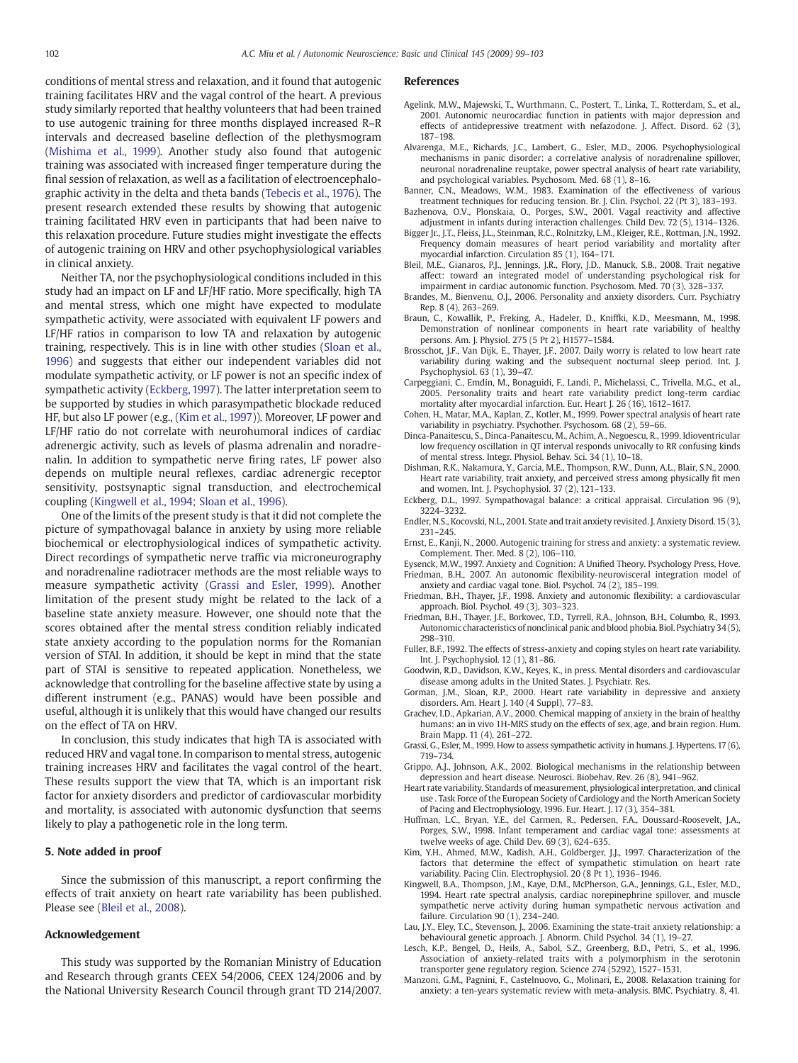conditions of mental stress and relaxation, and it found that autogenic training facilitates HRV and the vagal control of the heart. A previous study similarly reported that healthy volunteers that had been trained to use autogenic training for three months displayed increased R–R intervals and decreased baseline deflection of the plethysmogram (Mishima et al., 1999). Another study also found that autogenic training was associated with increased finger temperature during the final session of relaxation, as well as a facilitation of electroencephalographic activity in the delta and theta bands (Tebecis et al., 1976). The present research extended these results by showing that autogenic training facilitated HRV even in participants that had been naive to this relaxation procedure. Future studies might investigate the effects of autogenic training on HRV and other psychophysiological variables in clinical anxiety.

Neither TA, nor the psychophysiological conditions included in this study had an impact on LF and LF/HF ratio. More specifically, high TA and mental stress, which one might have expected to modulate sympathetic activity, were associated with equivalent LF powers and LF/HF ratios in comparison to low TA and relaxation by autogenic training, respectively. This is in line with other studies (Sloan et al., 1996) and suggests that either our independent variables did not modulate sympathetic activity, or LF power is not an specific index of sympathetic activity (Eckberg, 1997). The latter interpretation seem to be supported by studies in which parasympathetic blockade reduced HF, but also LF power (e.g., (Kim et al., 1997)). Moreover, LF power and LF/HF ratio do not correlate with neurohumoral indices of cardiac adrenergic activity, such as levels of plasma adrenalin and noradrenalin. In addition to sympathetic nerve firing rates, LF power also depends on multiple neural reflexes, cardiac adrenergic receptor sensitivity, postsynaptic signal transduction, and electrochemical coupling (Kingwell et al., 1994; Sloan et al., 1996).

One of the limits of the present study is that it did not complete the picture of sympathovagal balance in anxiety by using more reliable biochemical or electrophysiological indices of sympathetic activity. Direct recordings of sympathetic nerve traffic via microneurography and noradrenaline radiotracer methods are the most reliable ways to measure sympathetic activity (Grassi and Esler, 1999). Another limitation of the present study might be related to the lack of a baseline state anxiety measure. However, one should note that the scores obtained after the mental stress condition reliably indicated state anxiety according to the population norms for the Romanian version of STAI. In addition, it should be kept in mind that the state part of STAI is sensitive to repeated application. Nonetheless, we acknowledge that controlling for the baseline affective state by using a different instrument (e.g., PANAS) would have been possible and useful, although it is unlikely that this would have changed our results on the effect of TA on HRV.

In conclusion, this study indicates that high TA is associated with reduced HRV and vagal tone. In comparison to mental stress, autogenic training increases HRV and facilitates the vagal control of the heart. These results support the view that TA, which is an important risk factor for anxiety disorders and predictor of cardiovascular morbidity and mortality, is associated with autonomic dysfunction that seems likely to play a pathogenetic role in the long term.

## 5. Note added in proof

Since the submission of this manuscript, a report confirming the effects of trait anxiety on heart rate variability has been published. Please see (Bleil et al., 2008).

## Acknowledgement

This study was supported by the Romanian Ministry of Education and Research through grants CEEX 54/2006, CEEX 124/2006 and by the National University Research Council through grant TD 214/2007.

## References

Agelink, M.W., Majewski, T., Wurthmann, C., Postert, T., Linka, T., Rotterdam, S., et al., 2001. Autonomic neurocardiac function in patients with major depression and effects of antidepressive treatment with nefazodone. J. Affect. Disord. 62 (3), 187–198.

Alvarenga, M.E., Richards, J.C., Lambert, G., Esler, M.D., 2006. Psychophysiological mechanisms in panic disorder: a correlative analysis of noradrenaline spillover, neuronal noradrenaline reuptake, power spectral analysis of heart rate variability, and psychological variables. Psychosom. Med. 68 (1), 8–16.

Banner, C.N., Meadows, W.M., 1983. Examination of the effectiveness of various treatment techniques for reducing tension. Br. J. Clin. Psychol. 22 (Pt 3), 183–193.

Bazhenova, O.V., Plonskaia, O., Porges, S.W., 2001. Vagal reactivity and affective adjustment in infants during interaction challenges. Child Dev. 72 (5), 1314–1326.

Bigger Jr., J.T., Fleiss, J.L., Steinman, R.C., Rolnitzky, L.M., Kleiger, R.E., Rottman, J.N., 1992. Frequency domain measures of heart period variability and mortality after myocardial infarction. Circulation 85 (1), 164–171.

Bleil, M.E., Gianaros, P.J., Jennings, J.R., Flory, J.D., Manuck, S.B., 2008. Trait negative affect: toward an integrated model of understanding psychological risk for impairment in cardiac autonomic function. Psychosom. Med. 70 (3), 328–337.

Brandes, M., Bienvenu, O.J., 2006. Personality and anxiety disorders. Curr. Psychiatry Rep. 8 (4), 263–269.

Braun, C., Kowallik, P., Freking, A., Hadeler, D., Kniffki, K.D., Meesmann, M., 1998. Demonstration of nonlinear components in heart rate variability of healthy persons. Am. J. Physiol. 275 (5 Pt 2), H1577–1584.

Brosschot, J.F., Van Dijk, E., Thayer, J.F., 2007. Daily worry is related to low heart rate variability during waking and the subsequent nocturnal sleep period. Int. J. Psychophysiol. 63 (1), 39–47.

Carpeggiani, C., Emdin, M., Bonaguidi, F., Landi, P., Michelassi, C., Trivella, M.G., et al., 2005. Personality traits and heart rate variability predict long-term cardiac mortality after myocardial infarction. Eur. Heart J. 26 (16), 1612–1617.

Cohen, H., Matar, M.A., Kaplan, Z., Kotler, M., 1999. Power spectral analysis of heart rate variability in psychiatry. Psychother. Psychosom. 68 (2), 59–66.

Dinca-Panaitescu, S., Dinca-Panaitescu, M., Achim, A., Negoescu, R., 1999. Idioventricular low frequency oscillation in QT interval responds univocally to RR confusing kinds of mental stress. Integr. Physiol. Behav. Sci. 34 (1), 10–18.

Dishman, R.K., Nakamura, Y., Garcia, M.E., Thompson, R.W., Dunn, A.L., Blair, S.N., 2000. Heart rate variability, trait anxiety, and perceived stress among physically fit men and women. Int. J. Psychophysiol. 37 (2), 121–133.

Eckberg, D.L., 1997. Sympathovagal balance: a critical appraisal. Circulation 96 (9), 3224–3232.

Endler, N.S., Kocovski, N.L., 2001. State and trait anxiety revisited. J. Anxiety Disord. 15 (3), 231–245.

Ernst, E., Kanji, N., 2000. Autogenic training for stress and anxiety: a systematic review. Complement. Ther. Med. 8 (2), 106–110.

Eysenck, M.W., 1997. Anxiety and Cognition: A Unified Theory. Psychology Press, Hove.

Friedman, B.H., 2007. An autonomic flexibility-neurovisceral integration model of anxiety and cardiac vagal tone. Biol. Psychol. 74 (2), 185–199.

Friedman, B.H., Thayer, J.F., 1998. Anxiety and autonomic flexibility: a cardiovascular approach. Biol. Psychol. 49 (3), 303–323.

Friedman, B.H., Thayer, J.F., Borkovec, T.D., Tyrrell, R.A., Johnson, B.H., Columbo, R., 1993. Autonomic characteristics of nonclinical panic and blood phobia. Biol. Psychiatry 34 (5), 298–310.

Fuller, B.F., 1992. The effects of stress-anxiety and coping styles on heart rate variability. Int. J. Psychophysiol. 12 (1), 81–86.

Goodwin, R.D., Davidson, K.W., Keyes, K., in press. Mental disorders and cardiovascular disease among adults in the United States. J. Psychiatr. Res.

Gorman, J.M., Sloan, R.P., 2000. Heart rate variability in depressive and anxiety disorders. Am. Heart J. 140 (4 Suppl), 77–83.

Grachev, I.D., Apkarian, A.V., 2000. Chemical mapping of anxiety in the brain of healthy humans: an in vivo 1H-MRS study on the effects of sex, age, and brain region. Hum. Brain Mapp. 11 (4), 261–272.

Grassi, G., Esler, M., 1999. How to assess sympathetic activity in humans. J. Hypertens. 17 (6), 719–734.

Grippo, A.J., Johnson, A.K., 2002. Biological mechanisms in the relationship between depression and heart disease. Neurosci. Biobehav. Rev. 26 (8), 941–962.

Heart rate variability. Standards of measurement, physiological interpretation, and clinical use . Task Force of the European Society of Cardiology and the North American Society of Pacing and Electrophysiology, 1996. Eur. Heart. J. 17 (3), 354–381.

Huffman, L.C., Bryan, Y.E., del Carmen, R., Pedersen, F.A., Doussard-Roosevelt, J.A., Porges, S.W., 1998. Infant temperament and cardiac vagal tone: assessments at twelve weeks of age. Child Dev. 69 (3), 624–635.

Kim, Y.H., Ahmed, M.W., Kadish, A.H., Goldberger, J.J., 1997. Characterization of the factors that determine the effect of sympathetic stimulation on heart rate variability. Pacing Clin. Electrophysiol. 20 (8 Pt 1), 1936–1946.

Kingwell, B.A., Thompson, J.M., Kaye, D.M., McPherson, G.A., Jennings, G.L., Esler, M.D., 1994. Heart rate spectral analysis, cardiac norepinephrine spillover, and muscle sympathetic nerve activity during human sympathetic nervous activation and failure. Circulation 90 (1), 234–240.

Lau, J.Y., Eley, T.C., Stevenson, J., 2006. Examining the state-trait anxiety relationship: a behavioural genetic approach. J. Abnorm. Child Psychol. 34 (1), 19–27.

Lesch, K.P., Bengel, D., Heils, A., Sabol, S.Z., Greenberg, B.D., Petri, S., et al., 1996. Association of anxiety-related traits with a polymorphism in the serotonin transporter gene regulatory region. Science 274 (5292), 1527–1531.

Manzoni, G.M., Pagnini, F., Castelnuovo, G., Molinari, E., 2008. Relaxation training for anxiety: a ten-years systematic review with meta-analysis. BMC. Psychiatry. 8, 41.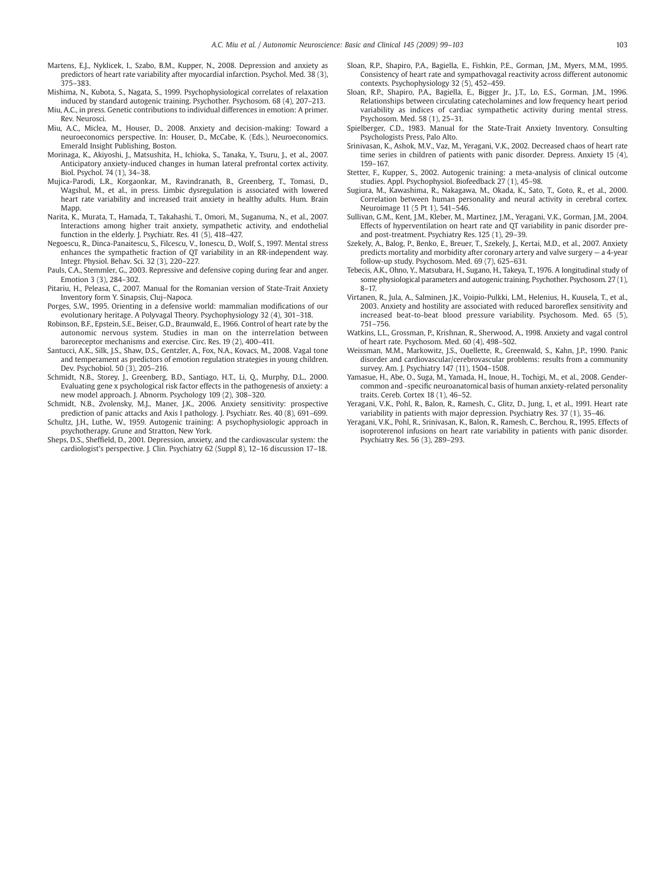Martens, E.J., Nyklicek, I., Szabo, B.M., Kupper, N., 2008. Depression and anxiety as predictors of heart rate variability after myocardial infarction. Psychol. Med. 38 (3), 375–383.

Mishima, N., Kubota, S., Nagata, S., 1999. Psychophysiological correlates of relaxation induced by standard autogenic training. Psychother. Psychosom. 68 (4), 207–213.

Miu, A.C., in press. Genetic contributions to individual differences in emotion: A primer. Rev. Neurosci.

Miu, A.C., Miclea, M., Houser, D., 2008. Anxiety and decision-making: Toward a neuroeconomics perspective. In: Houser, D., McCabe, K. (Eds.), Neuroeconomics. Emerald Insight Publishing, Boston.

Morinaga, K., Akiyoshi, J., Matsushita, H., Ichioka, S., Tanaka, Y., Tsuru, J., et al., 2007. Anticipatory anxiety-induced changes in human lateral prefrontal cortex activity. Biol. Psychol. 74 (1), 34–38.

Mujica-Parodi, L.R., Korgaonkar, M., Ravindranath, B., Greenberg, T., Tomasi, D., Wagshul, M., et al., in press. Limbic dysregulation is associated with lowered heart rate variability and increased trait anxiety in healthy adults. Hum. Brain Mapp.

Narita, K., Murata, T., Hamada, T., Takahashi, T., Omori, M., Suganuma, N., et al., 2007. Interactions among higher trait anxiety, sympathetic activity, and endothelial function in the elderly. J. Psychiatr. Res. 41 (5), 418–427.

Negoescu, R., Dinca-Panaitescu, S., Filcescu, V., Ionescu, D., Wolf, S., 1997. Mental stress enhances the sympathetic fraction of QT variability in an RR-independent way. Integr. Physiol. Behav. Sci. 32 (3), 220–227.

Pauls, C.A., Stemmler, G., 2003. Repressive and defensive coping during fear and anger. Emotion 3 (3), 284–302.

Pitariu, H., Peleasa, C., 2007. Manual for the Romanian version of State-Trait Anxiety Inventory form Y. Sinapsis, Cluj–Napoca.

Porges, S.W., 1995. Orienting in a defensive world: mammalian modifications of our evolutionary heritage. A Polyvagal Theory. Psychophysiology 32 (4), 301–318.

Robinson, B.F., Epstein, S.E., Beiser, G.D., Braunwald, E., 1966. Control of heart rate by the autonomic nervous system. Studies in man on the interrelation between baroreceptor mechanisms and exercise. Circ. Res. 19 (2), 400–411.

Santucci, A.K., Silk, J.S., Shaw, D.S., Gentzler, A., Fox, N.A., Kovacs, M., 2008. Vagal tone and temperament as predictors of emotion regulation strategies in young children. Dev. Psychobiol. 50 (3), 205–216.

Schmidt, N.B., Storey, J., Greenberg, B.D., Santiago, H.T., Li, Q., Murphy, D.L., 2000. Evaluating gene x psychological risk factor effects in the pathogenesis of anxiety: a new model approach. J. Abnorm. Psychology 109 (2), 308–320.

Schmidt, N.B., Zvolensky, M.J., Maner, J.K., 2006. Anxiety sensitivity: prospective prediction of panic attacks and Axis I pathology. J. Psychiatr. Res. 40 (8), 691–699.

Schultz, J.H., Luthe, W., 1959. Autogenic training: A psychophysiologic approach in psychotherapy. Grune and Stratton, New York.

Sheps, D.S., Sheffield, D., 2001. Depression, anxiety, and the cardiovascular system: the cardiologist's perspective. J. Clin. Psychiatry 62 (Suppl 8), 12–16 discussion 17–18.

Sloan, R.P., Shapiro, P.A., Bagiella, E., Fishkin, P.E., Gorman, J.M., Myers, M.M., 1995. Consistency of heart rate and sympathovagal reactivity across different autonomic contexts. Psychophysiology 32 (5), 452–459.

Sloan, R.P., Shapiro, P.A., Bagiella, E., Bigger Jr., J.T., Lo, E.S., Gorman, J.M., 1996. Relationships between circulating catecholamines and low frequency heart period variability as indices of cardiac sympathetic activity during mental stress. Psychosom. Med. 58 (1), 25–31.

Spielberger, C.D., 1983. Manual for the State-Trait Anxiety Inventory. Consulting Psychologists Press, Palo Alto.

Srinivasan, K., Ashok, M.V., Vaz, M., Yeragani, V.K., 2002. Decreased chaos of heart rate time series in children of patients with panic disorder. Depress. Anxiety 15 (4), 159–167.

Stetter, F., Kupper, S., 2002. Autogenic training: a meta-analysis of clinical outcome studies. Appl. Psychophysiol. Biofeedback 27 (1), 45–98.

Sugiura, M., Kawashima, R., Nakagawa, M., Okada, K., Sato, T., Goto, R., et al., 2000. Correlation between human personality and neural activity in cerebral cortex. Neuroimage 11 (5 Pt 1), 541–546.

Sullivan, G.M., Kent, J.M., Kleber, M., Martinez, J.M., Yeragani, V.K., Gorman, J.M., 2004. Effects of hyperventilation on heart rate and QT variability in panic disorder pre- and post-treatment. Psychiatry Res. 125 (1), 29–39.

Szekely, A., Balog, P., Benko, E., Breuer, T., Szekely, J., Kertai, M.D., et al., 2007. Anxiety predicts mortality and morbidity after coronary artery and valve surgery — a 4-year follow-up study. Psychosom. Med. 69 (7), 625–631.

Tebecis, A.K., Ohno, Y., Matsubara, H., Sugano, H., Takeya, T., 1976. A longitudinal study of some physiological parameters and autogenic training. Psychother. Psychosom. 27 (1), 8–17.

Virtanen, R., Jula, A., Salminen, J.K., Voipio-Pulkki, L.M., Helenius, H., Kuusela, T., et al., 2003. Anxiety and hostility are associated with reduced baroreflex sensitivity and increased beat-to-beat blood pressure variability. Psychosom. Med. 65 (5), 751–756.

Watkins, L.L., Grossman, P., Krishnan, R., Sherwood, A., 1998. Anxiety and vagal control of heart rate. Psychosom. Med. 60 (4), 498–502.

Weissman, M.M., Markowitz, J.S., Ouellette, R., Greenwald, S., Kahn, J.P., 1990. Panic disorder and cardiovascular/cerebrovascular problems: results from a community survey. Am. J. Psychiatry 147 (11), 1504–1508.

Yamasue, H., Abe, O., Suga, M., Yamada, H., Inoue, H., Tochigi, M., et al., 2008. Gender-common and -specific neuroanatomical basis of human anxiety-related personality traits. Cereb. Cortex 18 (1), 46–52.

Yeragani, V.K., Pohl, R., Balon, R., Ramesh, C., Glitz, D., Jung, I., et al., 1991. Heart rate variability in patients with major depression. Psychiatry Res. 37 (1), 35–46.

Yeragani, V.K., Pohl, R., Srinivasan, K., Balon, R., Ramesh, C., Berchou, R., 1995. Effects of isoproterenol infusions on heart rate variability in patients with panic disorder. Psychiatry Res. 56 (3), 289–293.